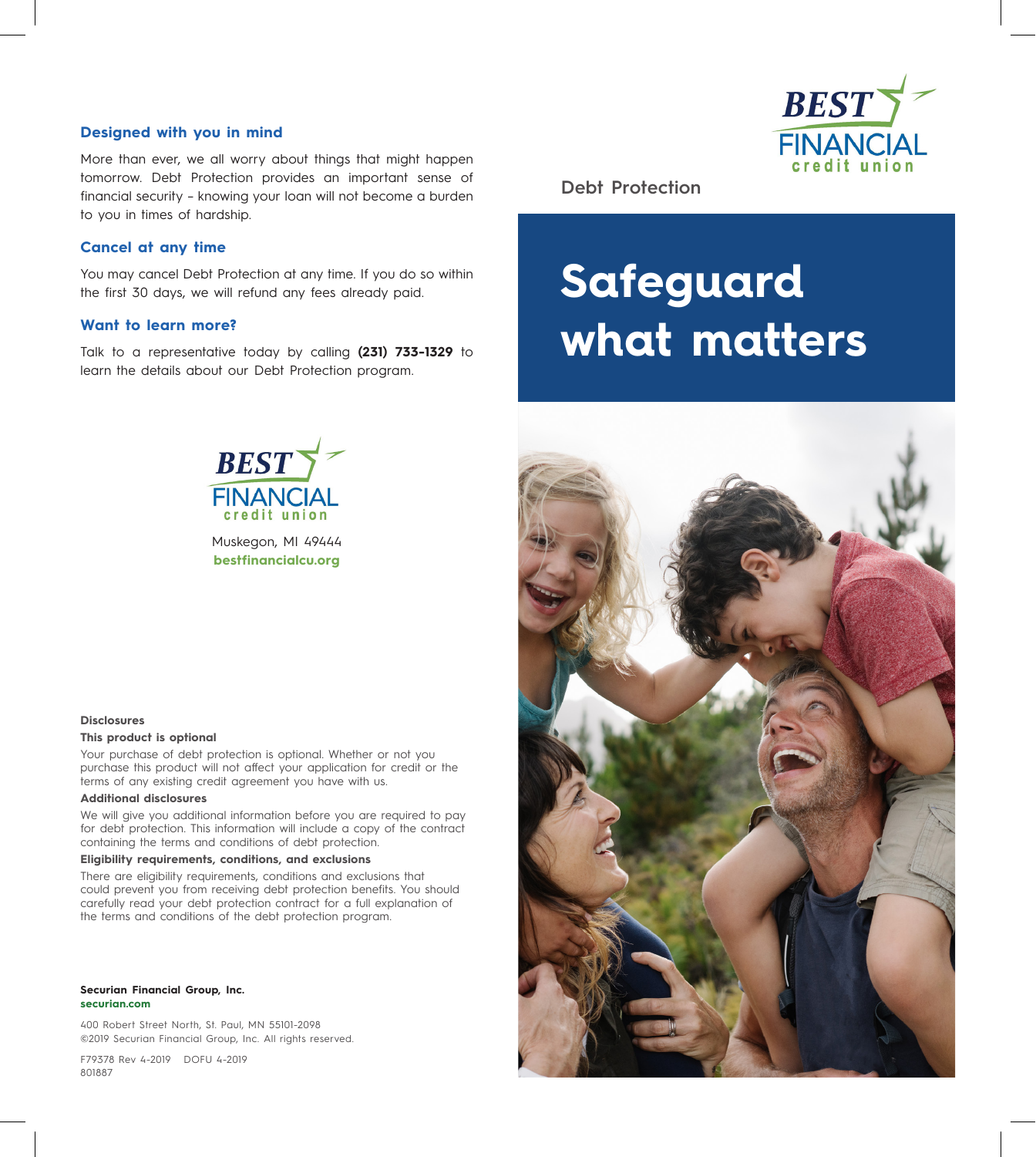## Designed with you in mind

More than ever, we all worry about things that might happen tomorrow. Debt Protection provides an important sense of financial security – knowing your loan will not become a burden to you in times of hardship.

## Cancel at any time

You may cancel Debt Protection at any time. If you do so within the first 30 days, we will refund any fees already paid.

## Want to learn more?

Talk to a representative today by calling **(231) 733-1329** to learn the details about our Debt Protection program.

BEST FINANCIAL credit union

Muskegon, MI 49444
**bestfinancialcu.org**

**Disclosures**

**This product is optional**

Your purchase of debt protection is optional. Whether or not you purchase this product will not affect your application for credit or the terms of any existing credit agreement you have with us.

**Additional disclosures**

We will give you additional information before you are required to pay for debt protection. This information will include a copy of the contract containing the terms and conditions of debt protection.

**Eligibility requirements, conditions, and exclusions**

There are eligibility requirements, conditions and exclusions that could prevent you from receiving debt protection benefits. You should carefully read your debt protection contract for a full explanation of the terms and conditions of the debt protection program.

**Securian Financial Group, Inc.**
**securian.com**

400 Robert Street North, St. Paul, MN 55101-2098
©2019 Securian Financial Group, Inc. All rights reserved.

F79378 Rev 4-2019 DOFU 4-2019
801887

BEST FINANCIAL credit union

Debt Protection

# Safeguard what matters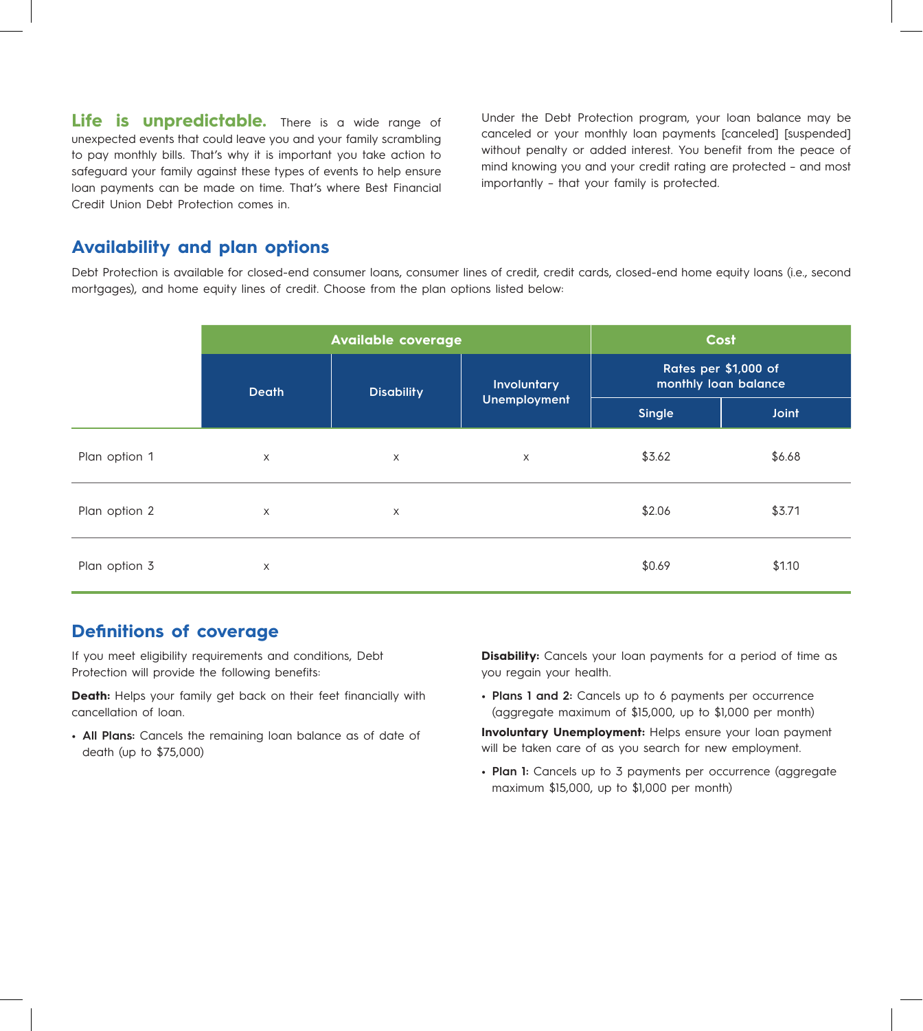**Life is unpredictable.** There is a wide range of unexpected events that could leave you and your family scrambling to pay monthly bills. That's why it is important you take action to safeguard your family against these types of events to help ensure loan payments can be made on time. That's where Best Financial Credit Union Debt Protection comes in.

Under the Debt Protection program, your loan balance may be canceled or your monthly loan payments [canceled] [suspended] without penalty or added interest. You benefit from the peace of mind knowing you and your credit rating are protected – and most importantly – that your family is protected.

## Availability and plan options

Debt Protection is available for closed-end consumer loans, consumer lines of credit, credit cards, closed-end home equity loans (i.e., second mortgages), and home equity lines of credit. Choose from the plan options listed below:

| | Available coverage | | | Cost | |
|---|---|---|---|---|---|
| | Death | Disability | Involuntary Unemployment | Rates per $1,000 of monthly loan balance | |
| | | | | Single | Joint |
| Plan option 1 | x | x | x | $3.62 | $6.68 |
| Plan option 2 | x | x | | $2.06 | $3.71 |
| Plan option 3 | x | | | $0.69 | $1.10 |

## Definitions of coverage

If you meet eligibility requirements and conditions, Debt Protection will provide the following benefits:

**Death:** Helps your family get back on their feet financially with cancellation of loan.

- **All Plans:** Cancels the remaining loan balance as of date of death (up to $75,000)

**Disability:** Cancels your loan payments for a period of time as you regain your health.

- **Plans 1 and 2:** Cancels up to 6 payments per occurrence (aggregate maximum of $15,000, up to $1,000 per month)

**Involuntary Unemployment:** Helps ensure your loan payment will be taken care of as you search for new employment.

- **Plan 1:** Cancels up to 3 payments per occurrence (aggregate maximum $15,000, up to $1,000 per month)